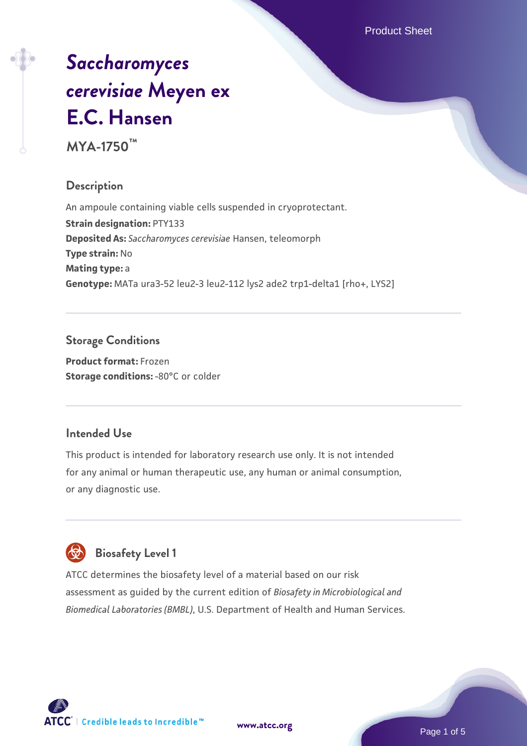# *Saccharomyces cerevisiae* Meyen ex E.C. Hansen

**MYA-1750™**

## Description

An ampoule containing viable cells suspended in cryoprotectant.

**Strain designation:** PTY133

**Deposited As:** *Saccharomyces cerevisiae* Hansen, teleomorph

**Type strain:** No

**Mating type:** a

**Genotype:** MATa ura3-52 leu2-3 leu2-112 lys2 ade2 trp1-delta1 [rho+, LYS2]

## Storage Conditions

**Product format:** Frozen

**Storage conditions:** -80°C or colder

## Intended Use

This product is intended for laboratory research use only. It is not intended for any animal or human therapeutic use, any human or animal consumption, or any diagnostic use.

## Biosafety Level 1

ATCC determines the biosafety level of a material based on our risk assessment as guided by the current edition of *Biosafety in Microbiological and Biomedical Laboratories (BMBL)*, U.S. Department of Health and Human Services.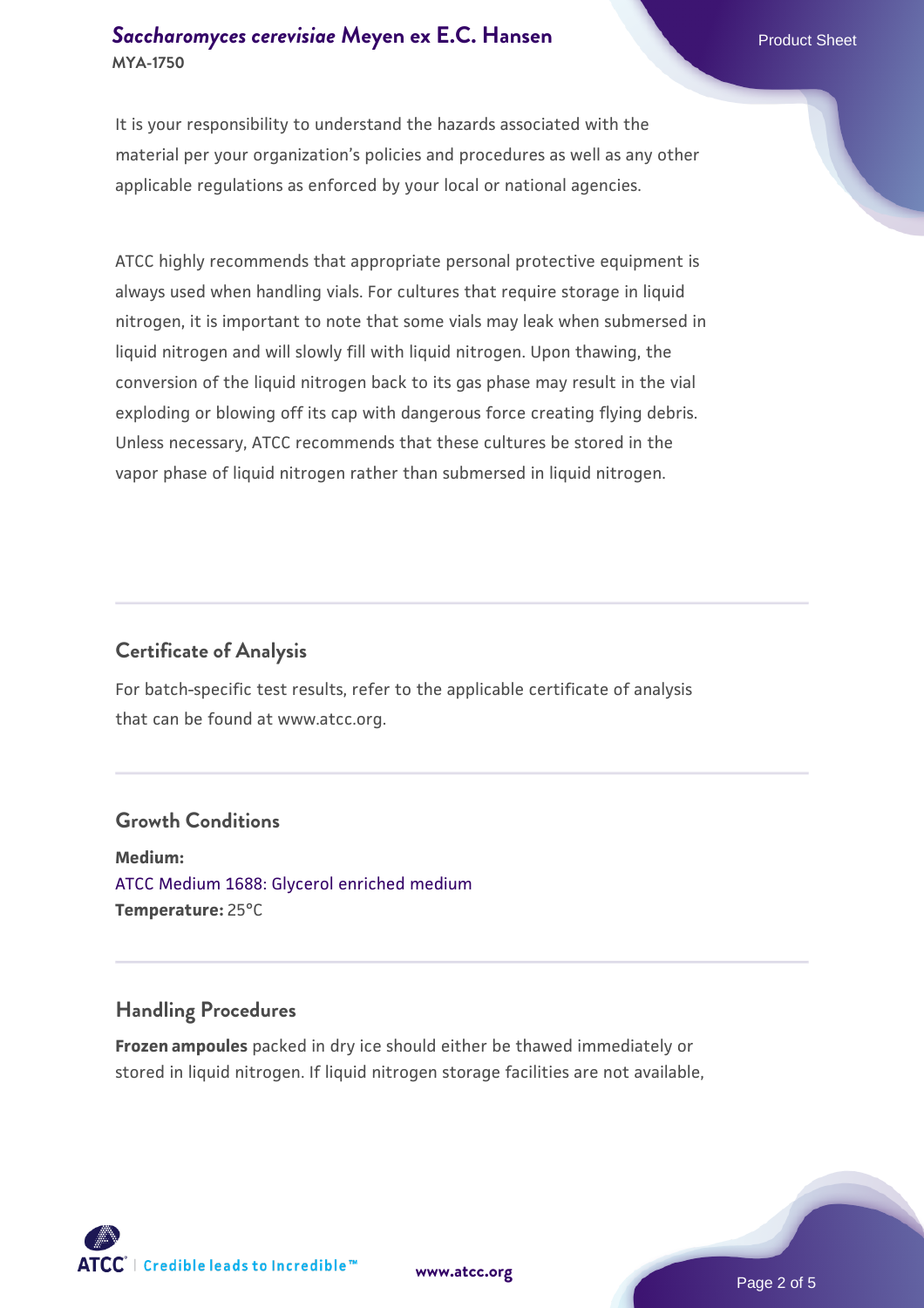It is your responsibility to understand the hazards associated with the material per your organization's policies and procedures as well as any other applicable regulations as enforced by your local or national agencies.

ATCC highly recommends that appropriate personal protective equipment is always used when handling vials. For cultures that require storage in liquid nitrogen, it is important to note that some vials may leak when submersed in liquid nitrogen and will slowly fill with liquid nitrogen. Upon thawing, the conversion of the liquid nitrogen back to its gas phase may result in the vial exploding or blowing off its cap with dangerous force creating flying debris. Unless necessary, ATCC recommends that these cultures be stored in the vapor phase of liquid nitrogen rather than submersed in liquid nitrogen.

## Certificate of Analysis

For batch-specific test results, refer to the applicable certificate of analysis that can be found at www.atcc.org.

## Growth Conditions

**Medium:**
ATCC Medium 1688: Glycerol enriched medium
**Temperature:** 25°C

## Handling Procedures

**Frozen ampoules** packed in dry ice should either be thawed immediately or stored in liquid nitrogen. If liquid nitrogen storage facilities are not available,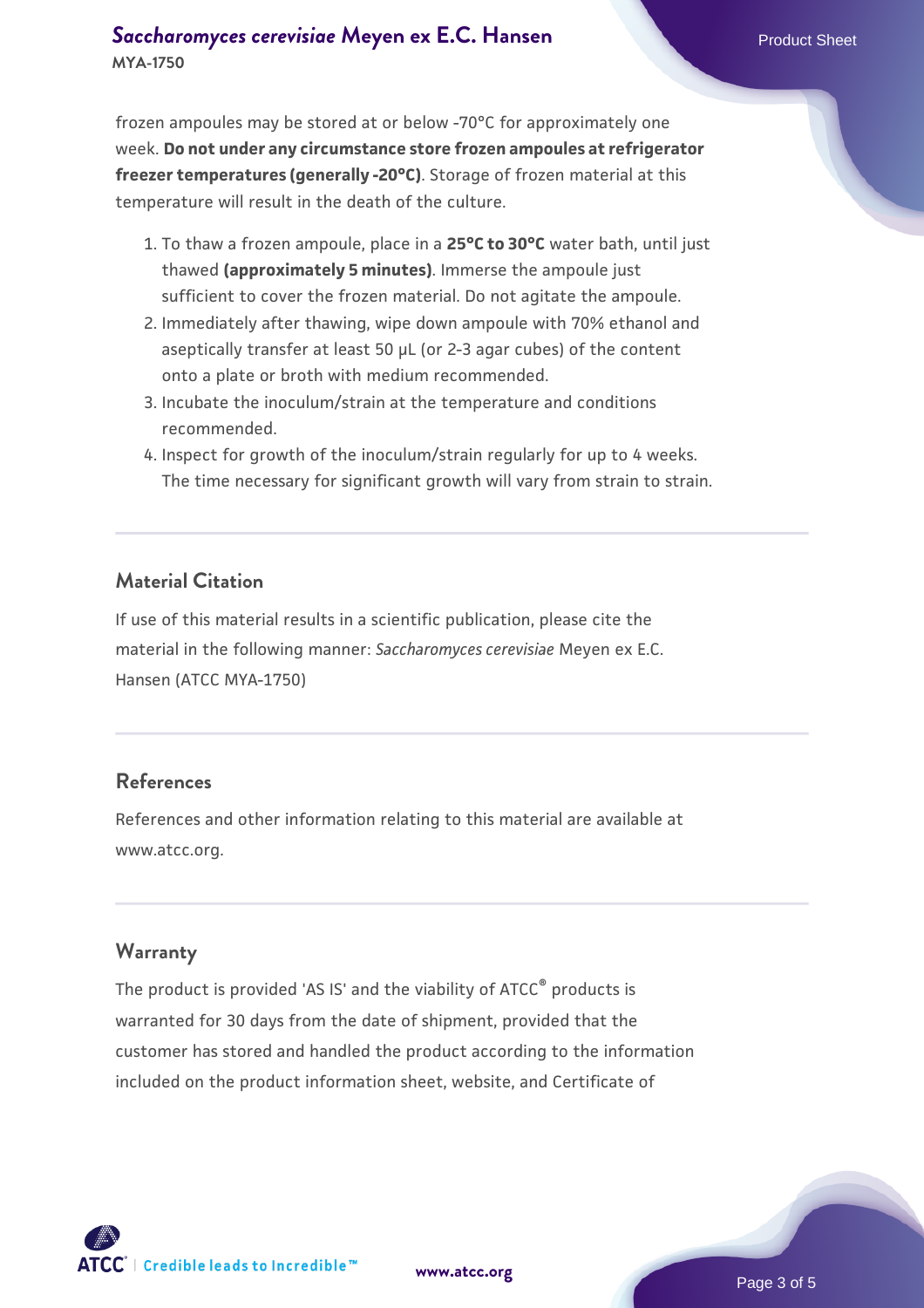frozen ampoules may be stored at or below -70°C for approximately one week. **Do not under any circumstance store frozen ampoules at refrigerator freezer temperatures (generally -20°C)**. Storage of frozen material at this temperature will result in the death of the culture.

1. To thaw a frozen ampoule, place in a **25°C to 30°C** water bath, until just thawed **(approximately 5 minutes)**. Immerse the ampoule just sufficient to cover the frozen material. Do not agitate the ampoule.
2. Immediately after thawing, wipe down ampoule with 70% ethanol and aseptically transfer at least 50 µL (or 2-3 agar cubes) of the content onto a plate or broth with medium recommended.
3. Incubate the inoculum/strain at the temperature and conditions recommended.
4. Inspect for growth of the inoculum/strain regularly for up to 4 weeks. The time necessary for significant growth will vary from strain to strain.

## Material Citation

If use of this material results in a scientific publication, please cite the material in the following manner: *Saccharomyces cerevisiae* Meyen ex E.C. Hansen (ATCC MYA-1750)

## References

References and other information relating to this material are available at www.atcc.org.

## Warranty

The product is provided 'AS IS' and the viability of ATCC® products is warranted for 30 days from the date of shipment, provided that the customer has stored and handled the product according to the information included on the product information sheet, website, and Certificate of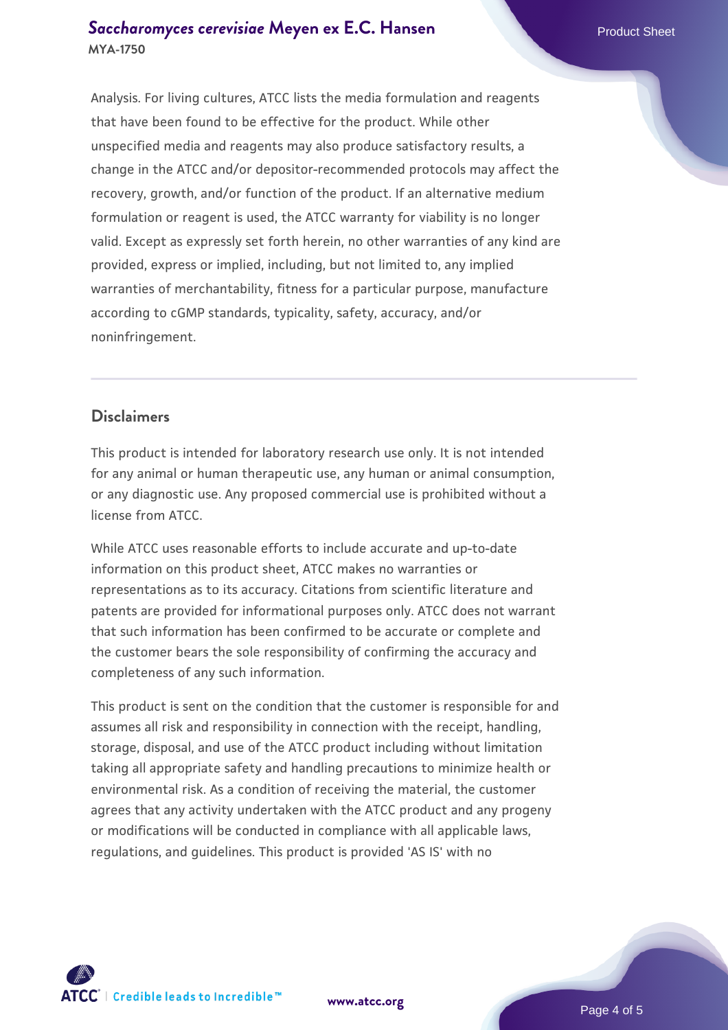Analysis. For living cultures, ATCC lists the media formulation and reagents that have been found to be effective for the product. While other unspecified media and reagents may also produce satisfactory results, a change in the ATCC and/or depositor-recommended protocols may affect the recovery, growth, and/or function of the product. If an alternative medium formulation or reagent is used, the ATCC warranty for viability is no longer valid. Except as expressly set forth herein, no other warranties of any kind are provided, express or implied, including, but not limited to, any implied warranties of merchantability, fitness for a particular purpose, manufacture according to cGMP standards, typicality, safety, accuracy, and/or noninfringement.

## Disclaimers

This product is intended for laboratory research use only. It is not intended for any animal or human therapeutic use, any human or animal consumption, or any diagnostic use. Any proposed commercial use is prohibited without a license from ATCC.

While ATCC uses reasonable efforts to include accurate and up-to-date information on this product sheet, ATCC makes no warranties or representations as to its accuracy. Citations from scientific literature and patents are provided for informational purposes only. ATCC does not warrant that such information has been confirmed to be accurate or complete and the customer bears the sole responsibility of confirming the accuracy and completeness of any such information.

This product is sent on the condition that the customer is responsible for and assumes all risk and responsibility in connection with the receipt, handling, storage, disposal, and use of the ATCC product including without limitation taking all appropriate safety and handling precautions to minimize health or environmental risk. As a condition of receiving the material, the customer agrees that any activity undertaken with the ATCC product and any progeny or modifications will be conducted in compliance with all applicable laws, regulations, and guidelines. This product is provided 'AS IS' with no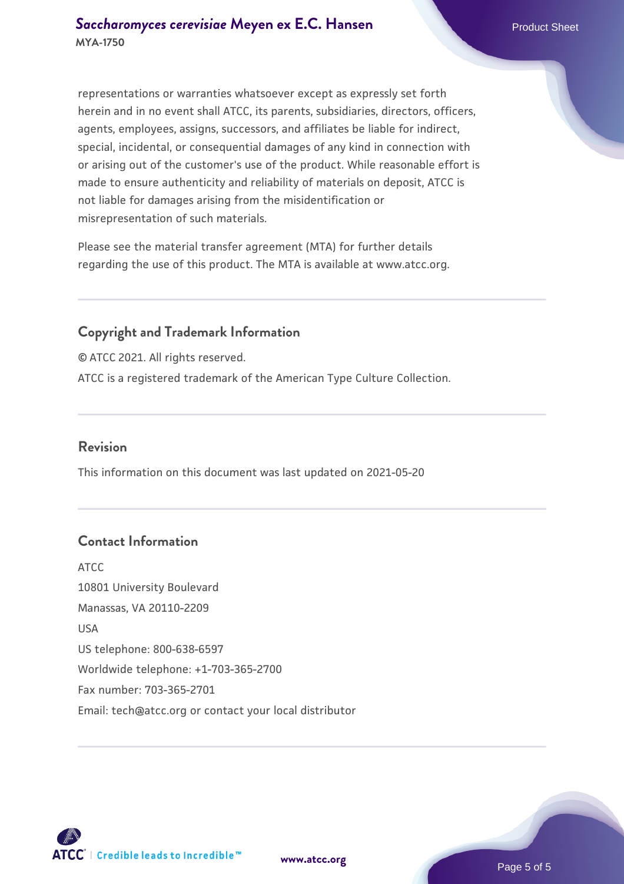representations or warranties whatsoever except as expressly set forth herein and in no event shall ATCC, its parents, subsidiaries, directors, officers, agents, employees, assigns, successors, and affiliates be liable for indirect, special, incidental, or consequential damages of any kind in connection with or arising out of the customer's use of the product. While reasonable effort is made to ensure authenticity and reliability of materials on deposit, ATCC is not liable for damages arising from the misidentification or misrepresentation of such materials.

Please see the material transfer agreement (MTA) for further details regarding the use of this product. The MTA is available at www.atcc.org.

## Copyright and Trademark Information

© ATCC 2021. All rights reserved.

ATCC is a registered trademark of the American Type Culture Collection.

## Revision

This information on this document was last updated on 2021-05-20

## Contact Information

ATCC
10801 University Boulevard
Manassas, VA 20110-2209
USA
US telephone: 800-638-6597
Worldwide telephone: +1-703-365-2700
Fax number: 703-365-2701
Email: tech@atcc.org or contact your local distributor